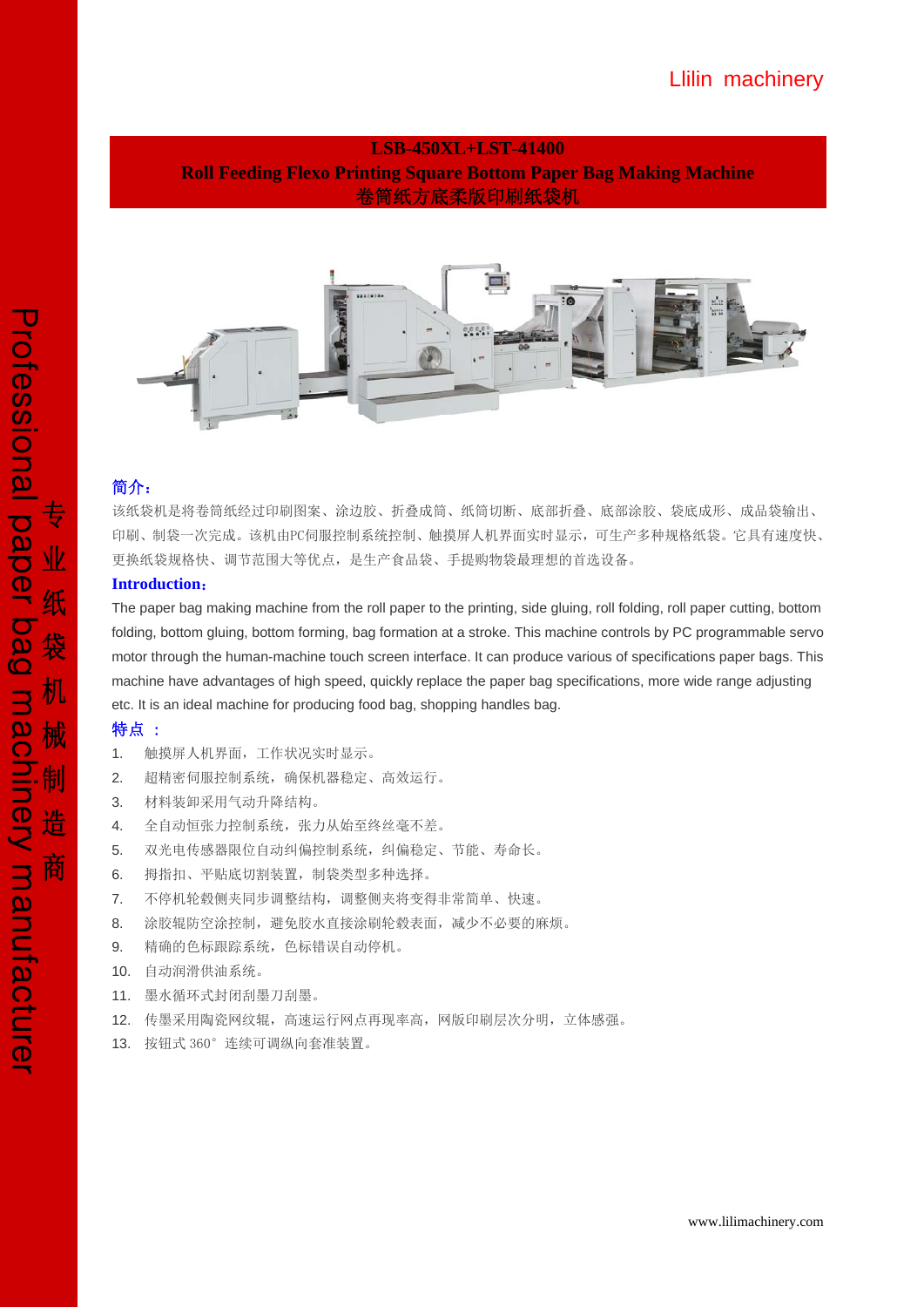Llilin machinery

# LSB-450XL+LST-41400
## Roll Feeding Flexo Printing Square Bottom Paper Bag Making Machine
## 卷筒纸方底柔版印刷纸袋机

Professional paper bag machinery manufacturer

专业纸袋机械制造商

**简介：**

该纸袋机是将卷筒纸经过印刷图案、涂边胶、折叠成筒、纸筒切断、底部折叠、底部涂胶、袋底成形、成品袋输出、印刷、制袋一次完成。该机由PC伺服控制系统控制、触摸屏人机界面实时显示，可生产多种规格纸袋。它具有速度快、更换纸袋规格快、调节范围大等优点，是生产食品袋、手提购物袋最理想的首选设备。

**Introduction：**

The paper bag making machine from the roll paper to the printing, side gluing, roll folding, roll paper cutting, bottom folding, bottom gluing, bottom forming, bag formation at a stroke. This machine controls by PC programmable servo motor through the human-machine touch screen interface. It can produce various of specifications paper bags. This machine have advantages of high speed, quickly replace the paper bag specifications, more wide range adjusting etc. It is an ideal machine for producing food bag, shopping handles bag.

**特点 ：**

1. 触摸屏人机界面，工作状况实时显示。
2. 超精密伺服控制系统，确保机器稳定、高效运行。
3. 材料装卸采用气动升降结构。
4. 全自动恒张力控制系统，张力从始至终丝毫不差。
5. 双光电传感器限位自动纠偏控制系统，纠偏稳定、节能、寿命长。
6. 拇指扣、平贴底切割装置，制袋类型多种选择。
7. 不停机轮毂侧夹同步调整结构，调整侧夹将变得非常简单、快速。
8. 涂胶辊防空涂控制，避免胶水直接涂刷轮毂表面，减少不必要的麻烦。
9. 精确的色标跟踪系统，色标错误自动停机。
10. 自动润滑供油系统。
11. 墨水循环式封闭刮墨刀刮墨。
12. 传墨采用陶瓷网纹辊，高速运行网点再现率高，网版印刷层次分明，立体感强。
13. 按钮式 360° 连续可调纵向套准装置。

www.lilimachinery.com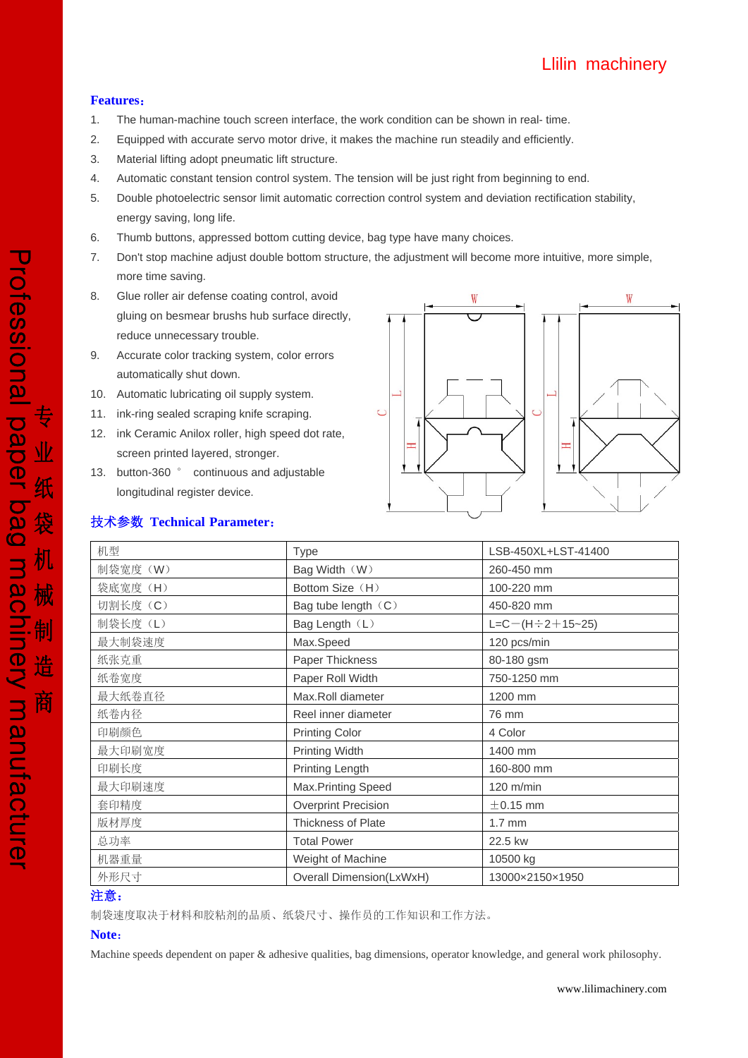Llilin machinery

**Features:**

1. The human-machine touch screen interface, the work condition can be shown in real- time.
2. Equipped with accurate servo motor drive, it makes the machine run steadily and efficiently.
3. Material lifting adopt pneumatic lift structure.
4. Automatic constant tension control system. The tension will be just right from beginning to end.
5. Double photoelectric sensor limit automatic correction control system and deviation rectification stability, energy saving, long life.
6. Thumb buttons, appressed bottom cutting device, bag type have many choices.
7. Don't stop machine adjust double bottom structure, the adjustment will become more intuitive, more simple, more time saving.
8. Glue roller air defense coating control, avoid gluing on besmear brushs hub surface directly, reduce unnecessary trouble.
9. Accurate color tracking system, color errors automatically shut down.
10. Automatic lubricating oil supply system.
11. ink-ring sealed scraping knife scraping.
12. ink Ceramic Anilox roller, high speed dot rate, screen printed layered, stronger.
13. button-360 ° continuous and adjustable longitudinal register device.

W

L

C

H

**技术参数 Technical Parameter:**

| | | |
|---|---|---|
| 机型 | Type | LSB-450XL+LST-41400 |
| 制袋宽度（W） | Bag Width（W） | 260-450 mm |
| 袋底宽度（H） | Bottom Size（H） | 100-220 mm |
| 切割长度（C） | Bag tube length（C） | 450-820 mm |
| 制袋长度（L） | Bag Length（L） | L=C－(H÷2＋15~25) |
| 最大制袋速度 | Max.Speed | 120 pcs/min |
| 纸张克重 | Paper Thickness | 80-180 gsm |
| 纸卷宽度 | Paper Roll Width | 750-1250 mm |
| 最大纸卷直径 | Max.Roll diameter | 1200 mm |
| 纸卷内径 | Reel inner diameter | 76 mm |
| 印刷颜色 | Printing Color | 4 Color |
| 最大印刷宽度 | Printing Width | 1400 mm |
| 印刷长度 | Printing Length | 160-800 mm |
| 最大印刷速度 | Max.Printing Speed | 120 m/min |
| 套印精度 | Overprint Precision | ±0.15 mm |
| 版材厚度 | Thickness of Plate | 1.7 mm |
| 总功率 | Total Power | 22.5 kw |
| 机器重量 | Weight of Machine | 10500 kg |
| 外形尺寸 | Overall Dimension(LxWxH) | 13000×2150×1950 |

**注意：**

制袋速度取决于材料和胶粘剂的品质、纸袋尺寸、操作员的工作知识和工作方法。

**Note:**

Machine speeds dependent on paper & adhesive qualities, bag dimensions, operator knowledge, and general work philosophy.

Professional paper bag machinery manufacturer 专业纸袋机械制造商

www.lilimachinery.com